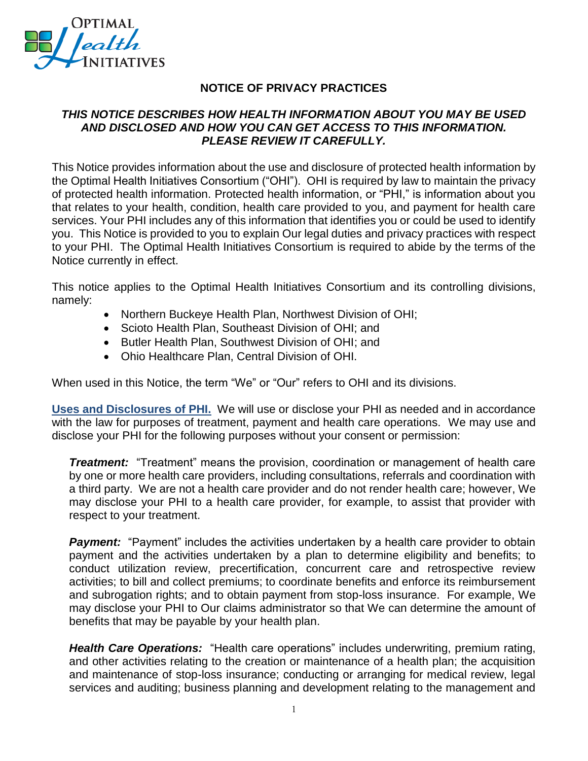# NOTICE OF PRIVACY PRACTICES

***THIS NOTICE DESCRIBES HOW HEALTH INFORMATION ABOUT YOU MAY BE USED AND DISCLOSED AND HOW YOU CAN GET ACCESS TO THIS INFORMATION. PLEASE REVIEW IT CAREFULLY.***

This Notice provides information about the use and disclosure of protected health information by the Optimal Health Initiatives Consortium ("OHI"). OHI is required by law to maintain the privacy of protected health information. Protected health information, or "PHI," is information about you that relates to your health, condition, health care provided to you, and payment for health care services. Your PHI includes any of this information that identifies you or could be used to identify you. This Notice is provided to you to explain Our legal duties and privacy practices with respect to your PHI. The Optimal Health Initiatives Consortium is required to abide by the terms of the Notice currently in effect.

This notice applies to the Optimal Health Initiatives Consortium and its controlling divisions, namely:

- Northern Buckeye Health Plan, Northwest Division of OHI;
- Scioto Health Plan, Southeast Division of OHI; and
- Butler Health Plan, Southwest Division of OHI; and
- Ohio Healthcare Plan, Central Division of OHI.

When used in this Notice, the term "We" or "Our" refers to OHI and its divisions.

**Uses and Disclosures of PHI.** We will use or disclose your PHI as needed and in accordance with the law for purposes of treatment, payment and health care operations. We may use and disclose your PHI for the following purposes without your consent or permission:

***Treatment:*** "Treatment" means the provision, coordination or management of health care by one or more health care providers, including consultations, referrals and coordination with a third party. We are not a health care provider and do not render health care; however, We may disclose your PHI to a health care provider, for example, to assist that provider with respect to your treatment.

***Payment:*** "Payment" includes the activities undertaken by a health care provider to obtain payment and the activities undertaken by a plan to determine eligibility and benefits; to conduct utilization review, precertification, concurrent care and retrospective review activities; to bill and collect premiums; to coordinate benefits and enforce its reimbursement and subrogation rights; and to obtain payment from stop-loss insurance. For example, We may disclose your PHI to Our claims administrator so that We can determine the amount of benefits that may be payable by your health plan.

***Health Care Operations:*** "Health care operations" includes underwriting, premium rating, and other activities relating to the creation or maintenance of a health plan; the acquisition and maintenance of stop-loss insurance; conducting or arranging for medical review, legal services and auditing; business planning and development relating to the management and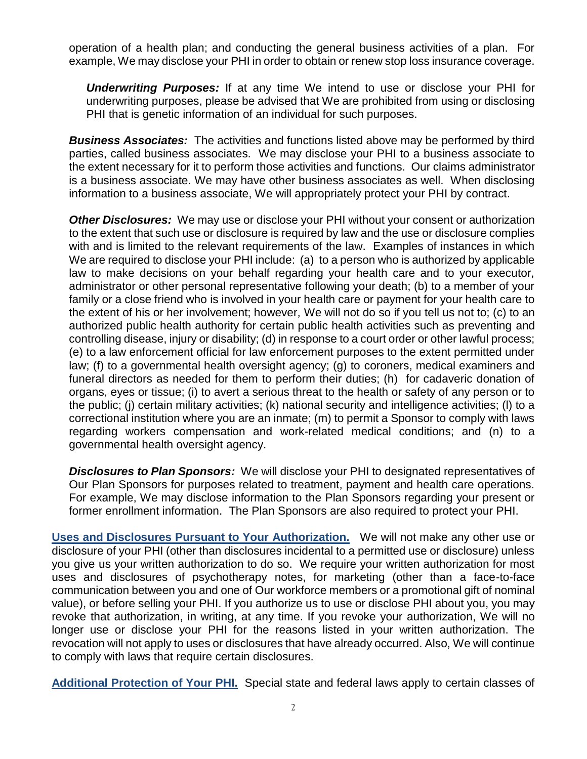operation of a health plan; and conducting the general business activities of a plan. For example, We may disclose your PHI in order to obtain or renew stop loss insurance coverage.

***Underwriting Purposes:*** If at any time We intend to use or disclose your PHI for underwriting purposes, please be advised that We are prohibited from using or disclosing PHI that is genetic information of an individual for such purposes.

***Business Associates:*** The activities and functions listed above may be performed by third parties, called business associates. We may disclose your PHI to a business associate to the extent necessary for it to perform those activities and functions. Our claims administrator is a business associate. We may have other business associates as well. When disclosing information to a business associate, We will appropriately protect your PHI by contract.

***Other Disclosures:*** We may use or disclose your PHI without your consent or authorization to the extent that such use or disclosure is required by law and the use or disclosure complies with and is limited to the relevant requirements of the law. Examples of instances in which We are required to disclose your PHI include: (a) to a person who is authorized by applicable law to make decisions on your behalf regarding your health care and to your executor, administrator or other personal representative following your death; (b) to a member of your family or a close friend who is involved in your health care or payment for your health care to the extent of his or her involvement; however, We will not do so if you tell us not to; (c) to an authorized public health authority for certain public health activities such as preventing and controlling disease, injury or disability; (d) in response to a court order or other lawful process; (e) to a law enforcement official for law enforcement purposes to the extent permitted under law; (f) to a governmental health oversight agency; (g) to coroners, medical examiners and funeral directors as needed for them to perform their duties; (h) for cadaveric donation of organs, eyes or tissue; (i) to avert a serious threat to the health or safety of any person or to the public; (j) certain military activities; (k) national security and intelligence activities; (l) to a correctional institution where you are an inmate; (m) to permit a Sponsor to comply with laws regarding workers compensation and work-related medical conditions; and (n) to a governmental health oversight agency.

***Disclosures to Plan Sponsors:*** We will disclose your PHI to designated representatives of Our Plan Sponsors for purposes related to treatment, payment and health care operations. For example, We may disclose information to the Plan Sponsors regarding your present or former enrollment information. The Plan Sponsors are also required to protect your PHI.

**Uses and Disclosures Pursuant to Your Authorization.** We will not make any other use or disclosure of your PHI (other than disclosures incidental to a permitted use or disclosure) unless you give us your written authorization to do so. We require your written authorization for most uses and disclosures of psychotherapy notes, for marketing (other than a face-to-face communication between you and one of Our workforce members or a promotional gift of nominal value), or before selling your PHI. If you authorize us to use or disclose PHI about you, you may revoke that authorization, in writing, at any time. If you revoke your authorization, We will no longer use or disclose your PHI for the reasons listed in your written authorization. The revocation will not apply to uses or disclosures that have already occurred. Also, We will continue to comply with laws that require certain disclosures.

**Additional Protection of Your PHI.** Special state and federal laws apply to certain classes of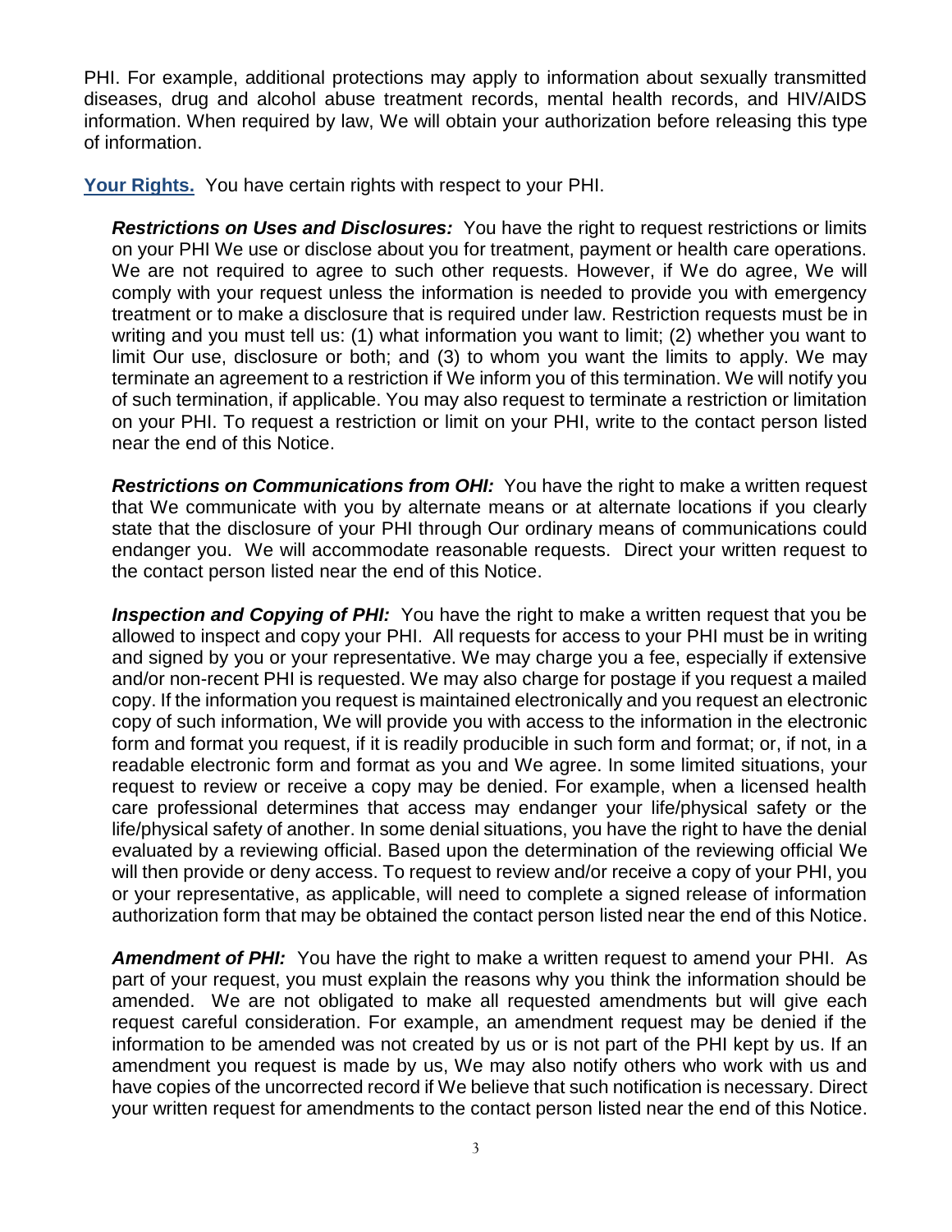PHI. For example, additional protections may apply to information about sexually transmitted diseases, drug and alcohol abuse treatment records, mental health records, and HIV/AIDS information. When required by law, We will obtain your authorization before releasing this type of information.

**Your Rights.** You have certain rights with respect to your PHI.

***Restrictions on Uses and Disclosures:*** You have the right to request restrictions or limits on your PHI We use or disclose about you for treatment, payment or health care operations. We are not required to agree to such other requests. However, if We do agree, We will comply with your request unless the information is needed to provide you with emergency treatment or to make a disclosure that is required under law. Restriction requests must be in writing and you must tell us: (1) what information you want to limit; (2) whether you want to limit Our use, disclosure or both; and (3) to whom you want the limits to apply. We may terminate an agreement to a restriction if We inform you of this termination. We will notify you of such termination, if applicable. You may also request to terminate a restriction or limitation on your PHI. To request a restriction or limit on your PHI, write to the contact person listed near the end of this Notice.

***Restrictions on Communications from OHI:*** You have the right to make a written request that We communicate with you by alternate means or at alternate locations if you clearly state that the disclosure of your PHI through Our ordinary means of communications could endanger you. We will accommodate reasonable requests. Direct your written request to the contact person listed near the end of this Notice.

***Inspection and Copying of PHI:*** You have the right to make a written request that you be allowed to inspect and copy your PHI. All requests for access to your PHI must be in writing and signed by you or your representative. We may charge you a fee, especially if extensive and/or non-recent PHI is requested. We may also charge for postage if you request a mailed copy. If the information you request is maintained electronically and you request an electronic copy of such information, We will provide you with access to the information in the electronic form and format you request, if it is readily producible in such form and format; or, if not, in a readable electronic form and format as you and We agree. In some limited situations, your request to review or receive a copy may be denied. For example, when a licensed health care professional determines that access may endanger your life/physical safety or the life/physical safety of another. In some denial situations, you have the right to have the denial evaluated by a reviewing official. Based upon the determination of the reviewing official We will then provide or deny access. To request to review and/or receive a copy of your PHI, you or your representative, as applicable, will need to complete a signed release of information authorization form that may be obtained the contact person listed near the end of this Notice.

***Amendment of PHI:*** You have the right to make a written request to amend your PHI. As part of your request, you must explain the reasons why you think the information should be amended. We are not obligated to make all requested amendments but will give each request careful consideration. For example, an amendment request may be denied if the information to be amended was not created by us or is not part of the PHI kept by us. If an amendment you request is made by us, We may also notify others who work with us and have copies of the uncorrected record if We believe that such notification is necessary. Direct your written request for amendments to the contact person listed near the end of this Notice.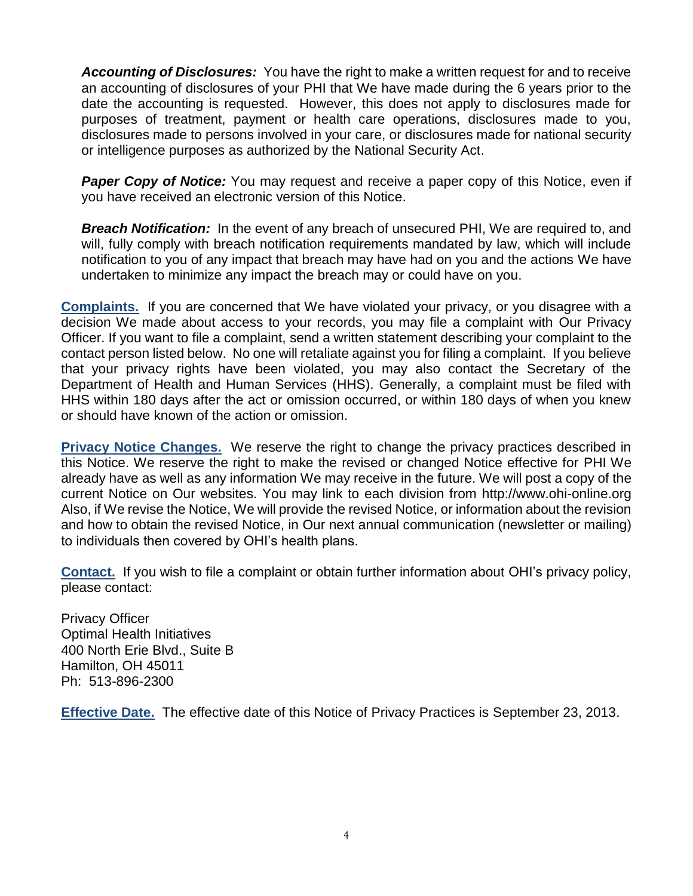***Accounting of Disclosures:*** You have the right to make a written request for and to receive an accounting of disclosures of your PHI that We have made during the 6 years prior to the date the accounting is requested. However, this does not apply to disclosures made for purposes of treatment, payment or health care operations, disclosures made to you, disclosures made to persons involved in your care, or disclosures made for national security or intelligence purposes as authorized by the National Security Act.

***Paper Copy of Notice:*** You may request and receive a paper copy of this Notice, even if you have received an electronic version of this Notice.

***Breach Notification:*** In the event of any breach of unsecured PHI, We are required to, and will, fully comply with breach notification requirements mandated by law, which will include notification to you of any impact that breach may have had on you and the actions We have undertaken to minimize any impact the breach may or could have on you.

**Complaints.** If you are concerned that We have violated your privacy, or you disagree with a decision We made about access to your records, you may file a complaint with Our Privacy Officer. If you want to file a complaint, send a written statement describing your complaint to the contact person listed below. No one will retaliate against you for filing a complaint. If you believe that your privacy rights have been violated, you may also contact the Secretary of the Department of Health and Human Services (HHS). Generally, a complaint must be filed with HHS within 180 days after the act or omission occurred, or within 180 days of when you knew or should have known of the action or omission.

**Privacy Notice Changes.** We reserve the right to change the privacy practices described in this Notice. We reserve the right to make the revised or changed Notice effective for PHI We already have as well as any information We may receive in the future. We will post a copy of the current Notice on Our websites. You may link to each division from http://www.ohi-online.org Also, if We revise the Notice, We will provide the revised Notice, or information about the revision and how to obtain the revised Notice, in Our next annual communication (newsletter or mailing) to individuals then covered by OHI's health plans.

**Contact.** If you wish to file a complaint or obtain further information about OHI's privacy policy, please contact:

Privacy Officer
Optimal Health Initiatives
400 North Erie Blvd., Suite B
Hamilton, OH 45011
Ph: 513-896-2300

**Effective Date.** The effective date of this Notice of Privacy Practices is September 23, 2013.